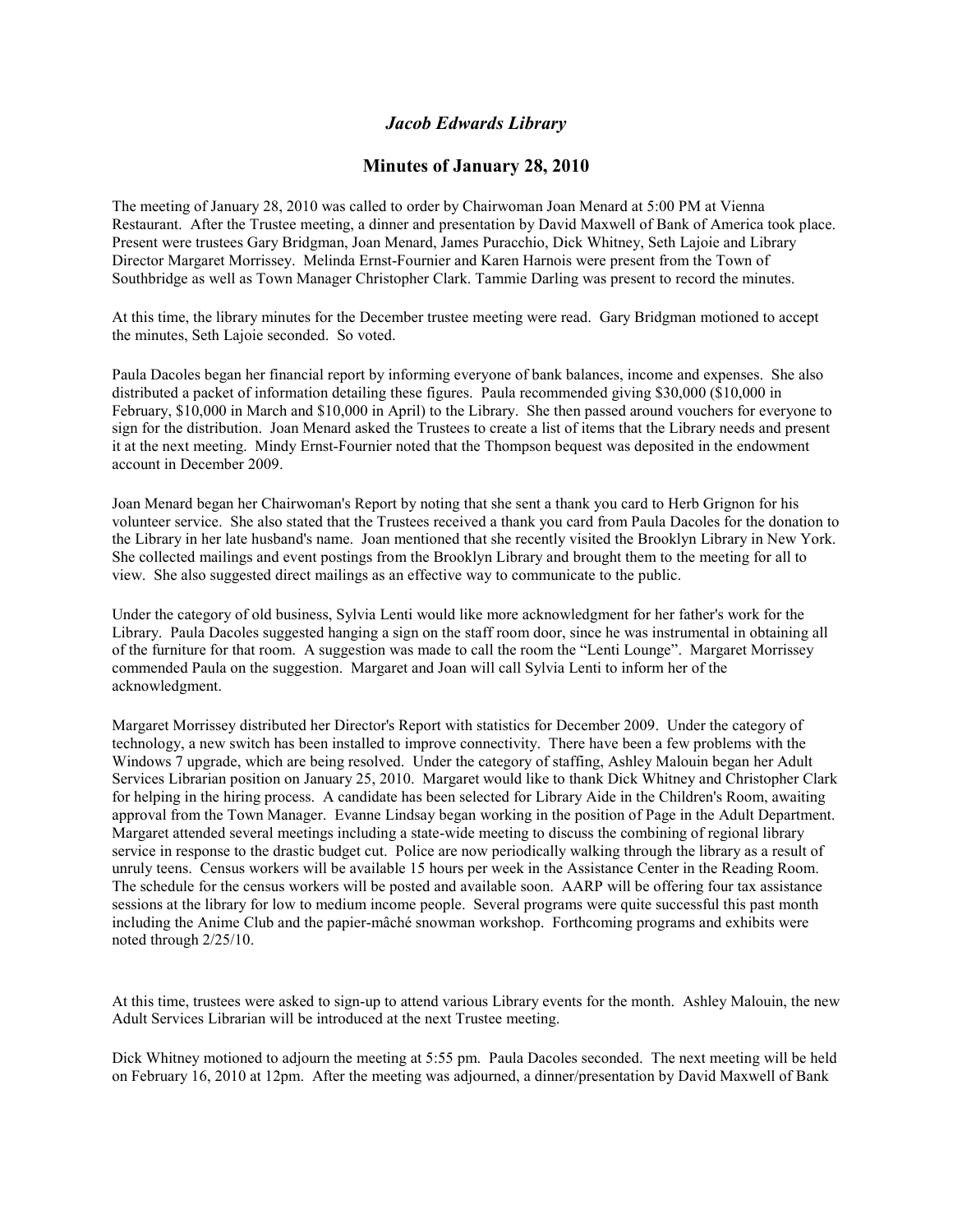## *Jacob Edwards Library*

## Minutes of January 28, 2010

The meeting of January 28, 2010 was called to order by Chairwoman Joan Menard at 5:00 PM at Vienna Restaurant. After the Trustee meeting, a dinner and presentation by David Maxwell of Bank of America took place. Present were trustees Gary Bridgman, Joan Menard, James Puracchio, Dick Whitney, Seth Lajoie and Library Director Margaret Morrissey. Melinda Ernst-Fournier and Karen Harnois were present from the Town of Southbridge as well as Town Manager Christopher Clark. Tammie Darling was present to record the minutes.

At this time, the library minutes for the December trustee meeting were read. Gary Bridgman motioned to accept the minutes, Seth Lajoie seconded. So voted.

Paula Dacoles began her financial report by informing everyone of bank balances, income and expenses. She also distributed a packet of information detailing these figures. Paula recommended giving $30,000 ($10,000 in February, $10,000 in March and $10,000 in April) to the Library. She then passed around vouchers for everyone to sign for the distribution. Joan Menard asked the Trustees to create a list of items that the Library needs and present it at the next meeting. Mindy Ernst-Fournier noted that the Thompson bequest was deposited in the endowment account in December 2009.

Joan Menard began her Chairwoman's Report by noting that she sent a thank you card to Herb Grignon for his volunteer service. She also stated that the Trustees received a thank you card from Paula Dacoles for the donation to the Library in her late husband's name. Joan mentioned that she recently visited the Brooklyn Library in New York. She collected mailings and event postings from the Brooklyn Library and brought them to the meeting for all to view. She also suggested direct mailings as an effective way to communicate to the public.

Under the category of old business, Sylvia Lenti would like more acknowledgment for her father's work for the Library. Paula Dacoles suggested hanging a sign on the staff room door, since he was instrumental in obtaining all of the furniture for that room. A suggestion was made to call the room the "Lenti Lounge". Margaret Morrissey commended Paula on the suggestion. Margaret and Joan will call Sylvia Lenti to inform her of the acknowledgment.

Margaret Morrissey distributed her Director's Report with statistics for December 2009. Under the category of technology, a new switch has been installed to improve connectivity. There have been a few problems with the Windows 7 upgrade, which are being resolved. Under the category of staffing, Ashley Malouin began her Adult Services Librarian position on January 25, 2010. Margaret would like to thank Dick Whitney and Christopher Clark for helping in the hiring process. A candidate has been selected for Library Aide in the Children's Room, awaiting approval from the Town Manager. Evanne Lindsay began working in the position of Page in the Adult Department. Margaret attended several meetings including a state-wide meeting to discuss the combining of regional library service in response to the drastic budget cut. Police are now periodically walking through the library as a result of unruly teens. Census workers will be available 15 hours per week in the Assistance Center in the Reading Room. The schedule for the census workers will be posted and available soon. AARP will be offering four tax assistance sessions at the library for low to medium income people. Several programs were quite successful this past month including the Anime Club and the papier-mâché snowman workshop. Forthcoming programs and exhibits were noted through 2/25/10.

At this time, trustees were asked to sign-up to attend various Library events for the month. Ashley Malouin, the new Adult Services Librarian will be introduced at the next Trustee meeting.

Dick Whitney motioned to adjourn the meeting at 5:55 pm. Paula Dacoles seconded. The next meeting will be held on February 16, 2010 at 12pm. After the meeting was adjourned, a dinner/presentation by David Maxwell of Bank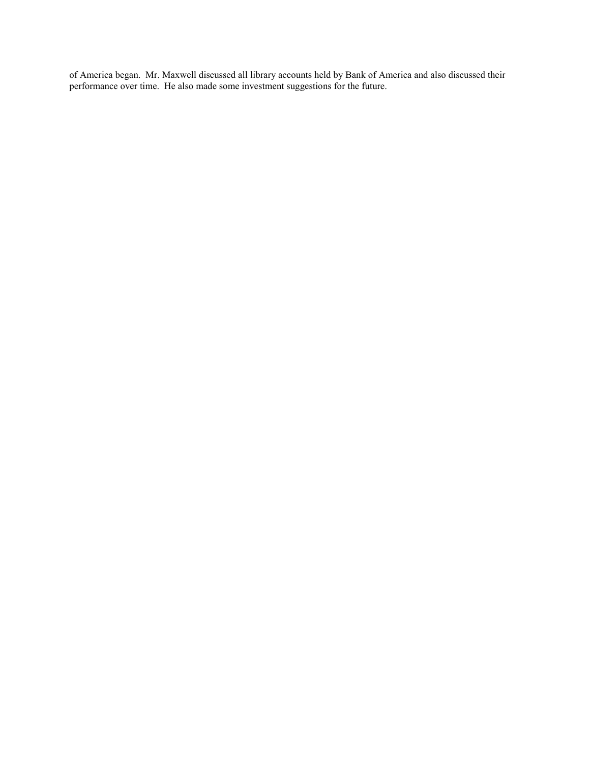of America began. Mr. Maxwell discussed all library accounts held by Bank of America and also discussed their performance over time. He also made some investment suggestions for the future.